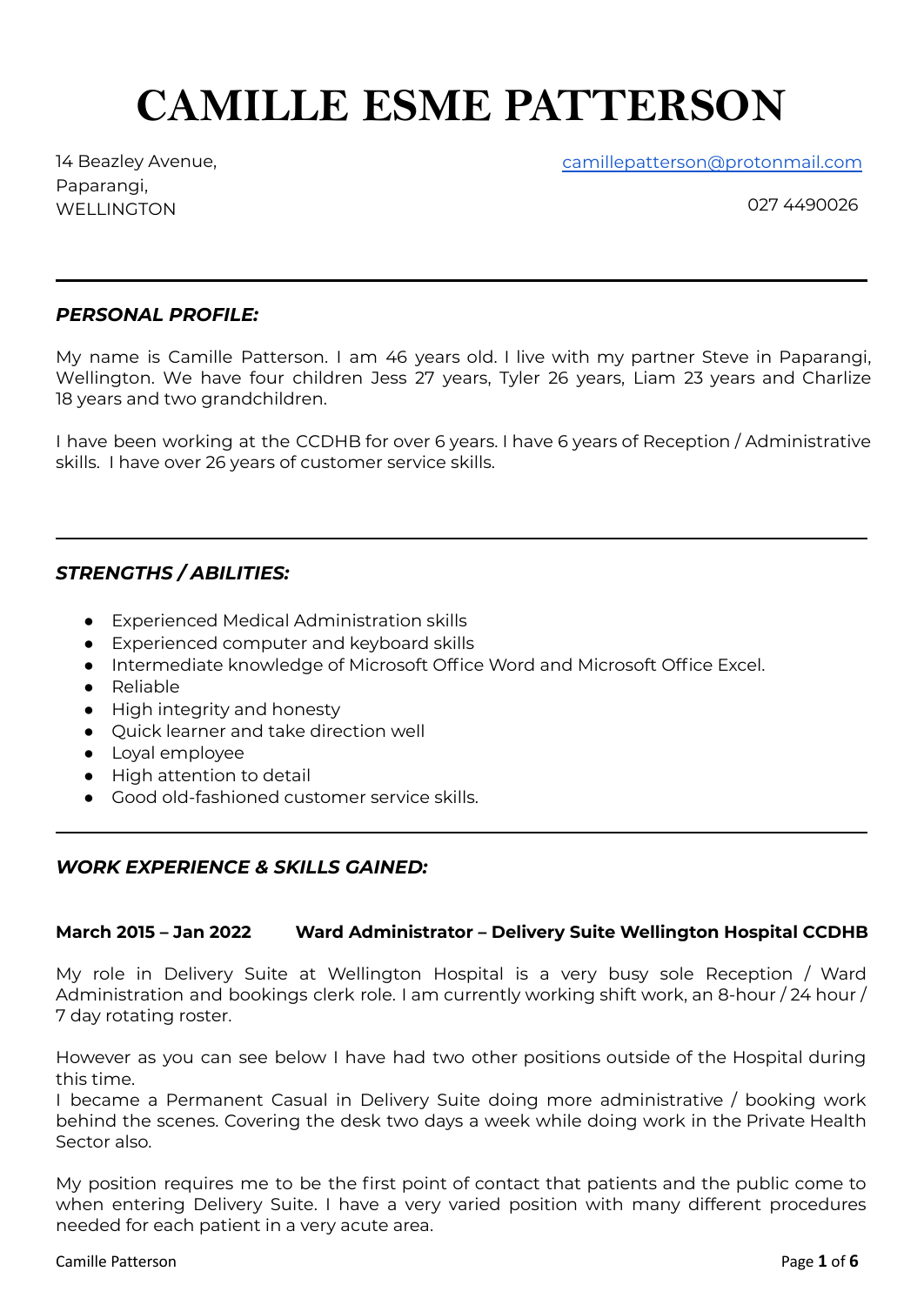# CAMILLE ESME PATTERSON

14 Beazley Avenue,
Paparangi,
WELLINGTON

camillepatterson@protonmail.com

027 4490026

---

### *PERSONAL PROFILE:*

My name is Camille Patterson. I am 46 years old. I live with my partner Steve in Paparangi, Wellington. We have four children Jess 27 years, Tyler 26 years, Liam 23 years and Charlize 18 years and two grandchildren.

I have been working at the CCDHB for over 6 years. I have 6 years of Reception / Administrative skills. I have over 26 years of customer service skills.

---

### *STRENGTHS / ABILITIES:*

- Experienced Medical Administration skills
- Experienced computer and keyboard skills
- Intermediate knowledge of Microsoft Office Word and Microsoft Office Excel.
- Reliable
- High integrity and honesty
- Quick learner and take direction well
- Loyal employee
- High attention to detail
- Good old-fashioned customer service skills.

---

### *WORK EXPERIENCE & SKILLS GAINED:*

**March 2015 – Jan 2022 Ward Administrator – Delivery Suite Wellington Hospital CCDHB**

My role in Delivery Suite at Wellington Hospital is a very busy sole Reception / Ward Administration and bookings clerk role. I am currently working shift work, an 8-hour / 24 hour / 7 day rotating roster.

However as you can see below I have had two other positions outside of the Hospital during this time.
I became a Permanent Casual in Delivery Suite doing more administrative / booking work behind the scenes. Covering the desk two days a week while doing work in the Private Health Sector also.

My position requires me to be the first point of contact that patients and the public come to when entering Delivery Suite. I have a very varied position with many different procedures needed for each patient in a very acute area.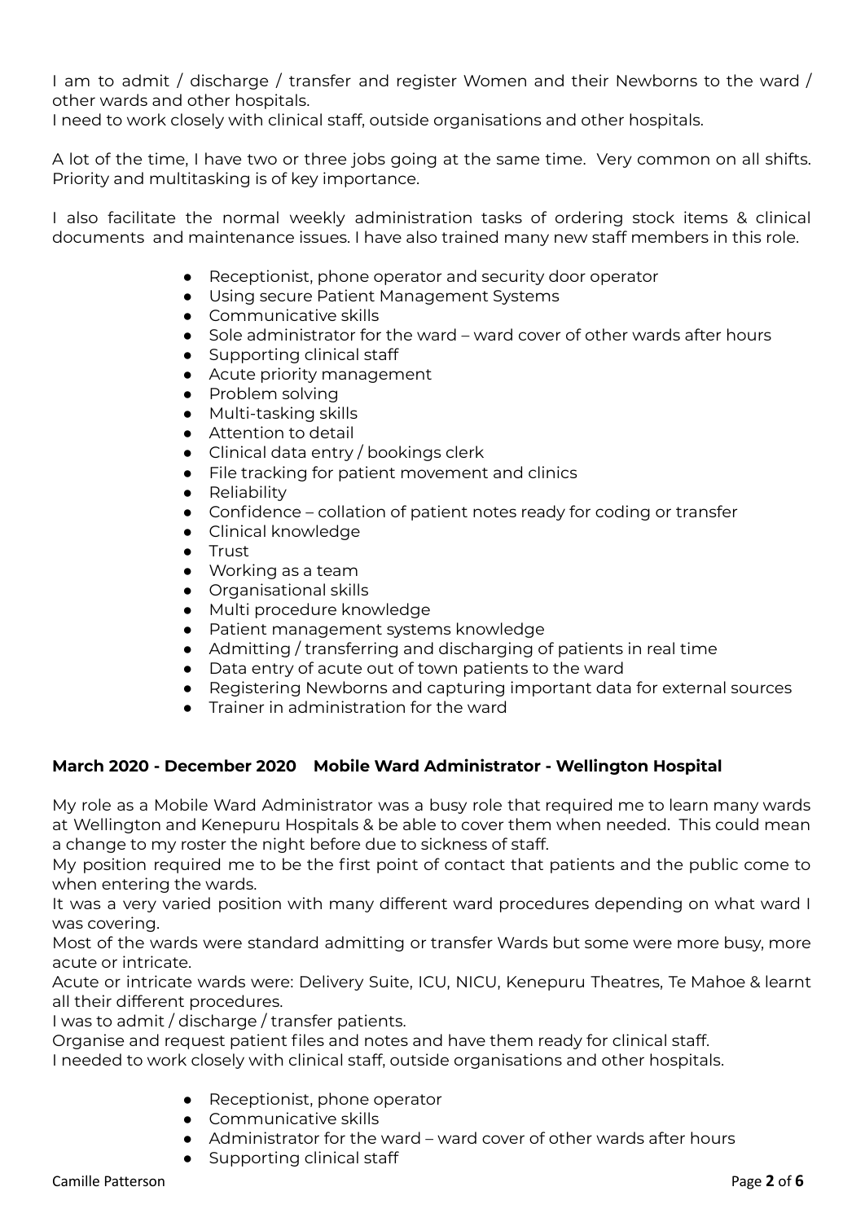I am to admit / discharge / transfer and register Women and their Newborns to the ward / other wards and other hospitals.
I need to work closely with clinical staff, outside organisations and other hospitals.

A lot of the time, I have two or three jobs going at the same time. Very common on all shifts. Priority and multitasking is of key importance.

I also facilitate the normal weekly administration tasks of ordering stock items & clinical documents and maintenance issues. I have also trained many new staff members in this role.

- Receptionist, phone operator and security door operator
- Using secure Patient Management Systems
- Communicative skills
- Sole administrator for the ward – ward cover of other wards after hours
- Supporting clinical staff
- Acute priority management
- Problem solving
- Multi-tasking skills
- Attention to detail
- Clinical data entry / bookings clerk
- File tracking for patient movement and clinics
- Reliability
- Confidence – collation of patient notes ready for coding or transfer
- Clinical knowledge
- Trust
- Working as a team
- Organisational skills
- Multi procedure knowledge
- Patient management systems knowledge
- Admitting / transferring and discharging of patients in real time
- Data entry of acute out of town patients to the ward
- Registering Newborns and capturing important data for external sources
- Trainer in administration for the ward

**March 2020 - December 2020 Mobile Ward Administrator - Wellington Hospital**

My role as a Mobile Ward Administrator was a busy role that required me to learn many wards at Wellington and Kenepuru Hospitals & be able to cover them when needed. This could mean a change to my roster the night before due to sickness of staff.
My position required me to be the first point of contact that patients and the public come to when entering the wards.
It was a very varied position with many different ward procedures depending on what ward I was covering.
Most of the wards were standard admitting or transfer Wards but some were more busy, more acute or intricate.
Acute or intricate wards were: Delivery Suite, ICU, NICU, Kenepuru Theatres, Te Mahoe & learnt all their different procedures.
I was to admit / discharge / transfer patients.
Organise and request patient files and notes and have them ready for clinical staff.
I needed to work closely with clinical staff, outside organisations and other hospitals.

- Receptionist, phone operator
- Communicative skills
- Administrator for the ward – ward cover of other wards after hours
- Supporting clinical staff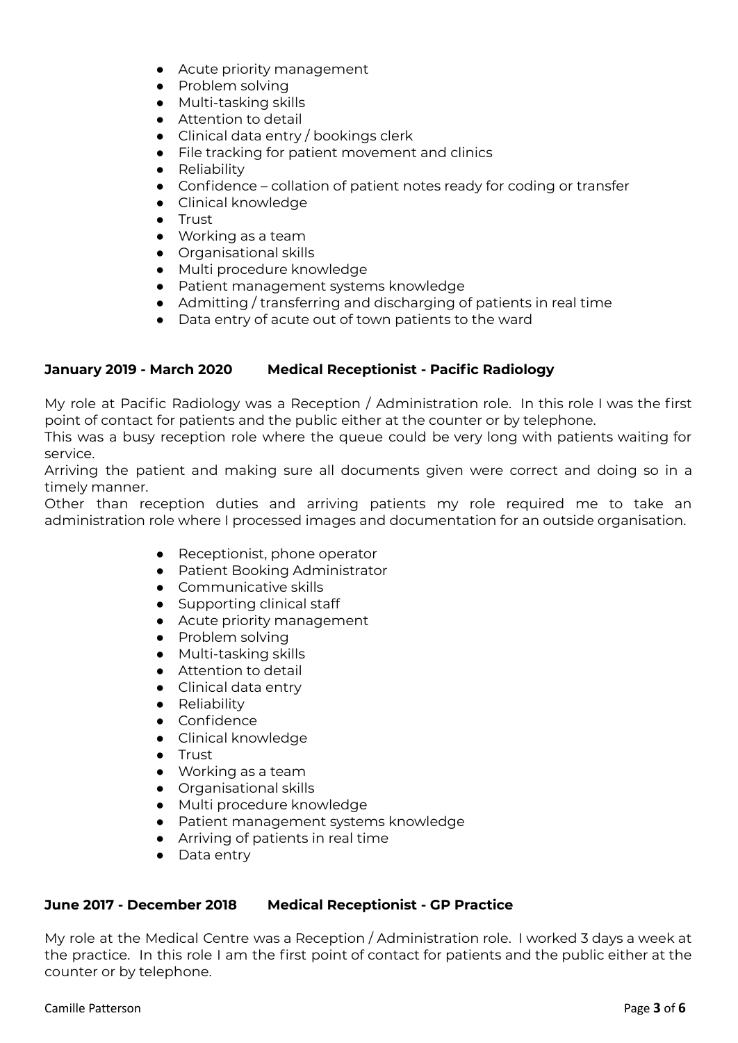- Acute priority management
- Problem solving
- Multi-tasking skills
- Attention to detail
- Clinical data entry / bookings clerk
- File tracking for patient movement and clinics
- Reliability
- Confidence – collation of patient notes ready for coding or transfer
- Clinical knowledge
- Trust
- Working as a team
- Organisational skills
- Multi procedure knowledge
- Patient management systems knowledge
- Admitting / transferring and discharging of patients in real time
- Data entry of acute out of town patients to the ward

**January 2019 - March 2020 Medical Receptionist - Pacific Radiology**

My role at Pacific Radiology was a Reception / Administration role. In this role I was the first point of contact for patients and the public either at the counter or by telephone.
This was a busy reception role where the queue could be very long with patients waiting for service.
Arriving the patient and making sure all documents given were correct and doing so in a timely manner.
Other than reception duties and arriving patients my role required me to take an administration role where I processed images and documentation for an outside organisation.

- Receptionist, phone operator
- Patient Booking Administrator
- Communicative skills
- Supporting clinical staff
- Acute priority management
- Problem solving
- Multi-tasking skills
- Attention to detail
- Clinical data entry
- Reliability
- Confidence
- Clinical knowledge
- Trust
- Working as a team
- Organisational skills
- Multi procedure knowledge
- Patient management systems knowledge
- Arriving of patients in real time
- Data entry

**June 2017 - December 2018 Medical Receptionist - GP Practice**

My role at the Medical Centre was a Reception / Administration role. I worked 3 days a week at the practice. In this role I am the first point of contact for patients and the public either at the counter or by telephone.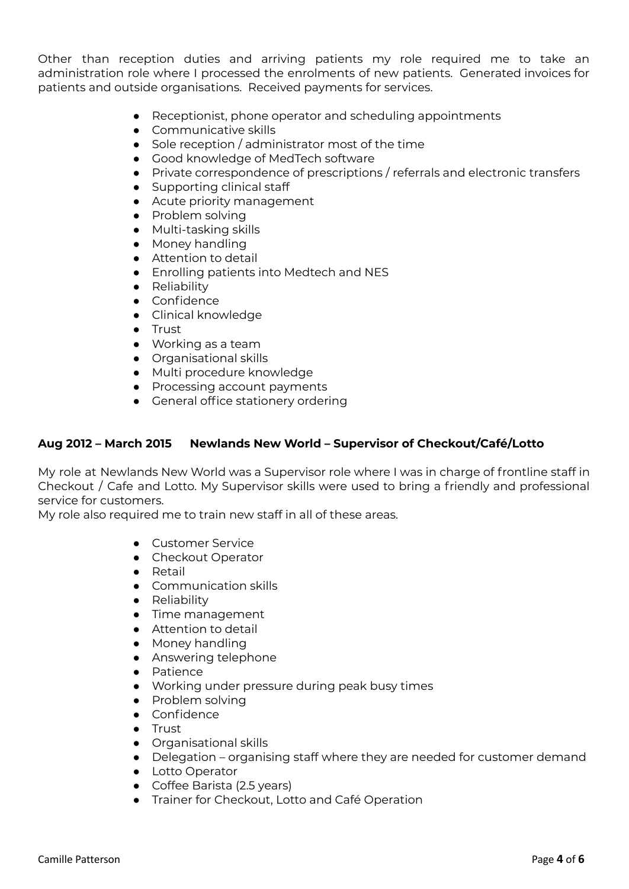Other than reception duties and arriving patients my role required me to take an administration role where I processed the enrolments of new patients. Generated invoices for patients and outside organisations. Received payments for services.

- Receptionist, phone operator and scheduling appointments
- Communicative skills
- Sole reception / administrator most of the time
- Good knowledge of MedTech software
- Private correspondence of prescriptions / referrals and electronic transfers
- Supporting clinical staff
- Acute priority management
- Problem solving
- Multi-tasking skills
- Money handling
- Attention to detail
- Enrolling patients into Medtech and NES
- Reliability
- Confidence
- Clinical knowledge
- Trust
- Working as a team
- Organisational skills
- Multi procedure knowledge
- Processing account payments
- General office stationery ordering

**Aug 2012 – March 2015 Newlands New World – Supervisor of Checkout/Café/Lotto**

My role at Newlands New World was a Supervisor role where I was in charge of frontline staff in Checkout / Cafe and Lotto. My Supervisor skills were used to bring a friendly and professional service for customers.
My role also required me to train new staff in all of these areas.

- Customer Service
- Checkout Operator
- Retail
- Communication skills
- Reliability
- Time management
- Attention to detail
- Money handling
- Answering telephone
- Patience
- Working under pressure during peak busy times
- Problem solving
- Confidence
- Trust
- Organisational skills
- Delegation – organising staff where they are needed for customer demand
- Lotto Operator
- Coffee Barista (2.5 years)
- Trainer for Checkout, Lotto and Café Operation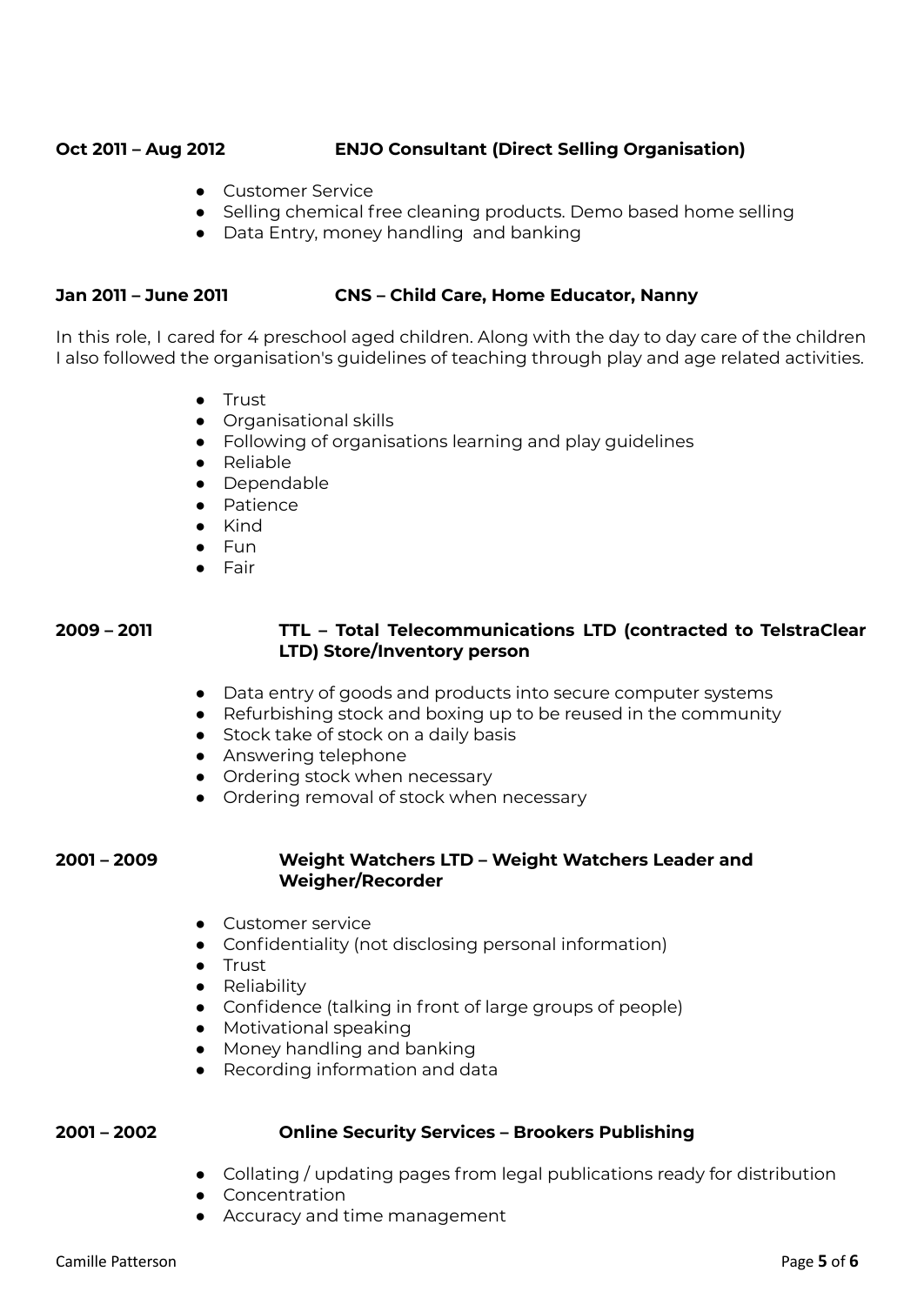**Oct 2011 – Aug 2012** **ENJO Consultant (Direct Selling Organisation)**

- Customer Service
- Selling chemical free cleaning products. Demo based home selling
- Data Entry, money handling and banking

**Jan 2011 – June 2011** **CNS – Child Care, Home Educator, Nanny**

In this role, I cared for 4 preschool aged children. Along with the day to day care of the children I also followed the organisation's guidelines of teaching through play and age related activities.

- Trust
- Organisational skills
- Following of organisations learning and play guidelines
- Reliable
- Dependable
- Patience
- Kind
- Fun
- Fair

**2009 – 2011** **TTL – Total Telecommunications LTD (contracted to TelstraClear LTD) Store/Inventory person**

- Data entry of goods and products into secure computer systems
- Refurbishing stock and boxing up to be reused in the community
- Stock take of stock on a daily basis
- Answering telephone
- Ordering stock when necessary
- Ordering removal of stock when necessary

**2001 – 2009** **Weight Watchers LTD – Weight Watchers Leader and Weigher/Recorder**

- Customer service
- Confidentiality (not disclosing personal information)
- Trust
- Reliability
- Confidence (talking in front of large groups of people)
- Motivational speaking
- Money handling and banking
- Recording information and data

**2001 – 2002** **Online Security Services – Brookers Publishing**

- Collating / updating pages from legal publications ready for distribution
- Concentration
- Accuracy and time management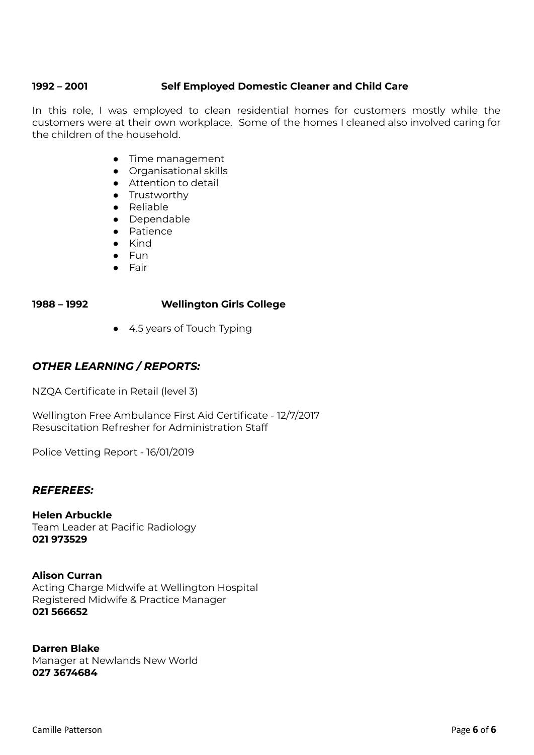**1992 – 2001** **Self Employed Domestic Cleaner and Child Care**

In this role, I was employed to clean residential homes for customers mostly while the customers were at their own workplace. Some of the homes I cleaned also involved caring for the children of the household.

- Time management
- Organisational skills
- Attention to detail
- Trustworthy
- Reliable
- Dependable
- Patience
- Kind
- Fun
- Fair

**1988 – 1992** **Wellington Girls College**

- 4.5 years of Touch Typing

## *OTHER LEARNING / REPORTS:*

NZQA Certificate in Retail (level 3)

Wellington Free Ambulance First Aid Certificate - 12/7/2017
Resuscitation Refresher for Administration Staff

Police Vetting Report - 16/01/2019

## *REFEREES:*

**Helen Arbuckle**
Team Leader at Pacific Radiology
**021 973529**

**Alison Curran**
Acting Charge Midwife at Wellington Hospital
Registered Midwife & Practice Manager
**021 566652**

**Darren Blake**
Manager at Newlands New World
**027 3674684**